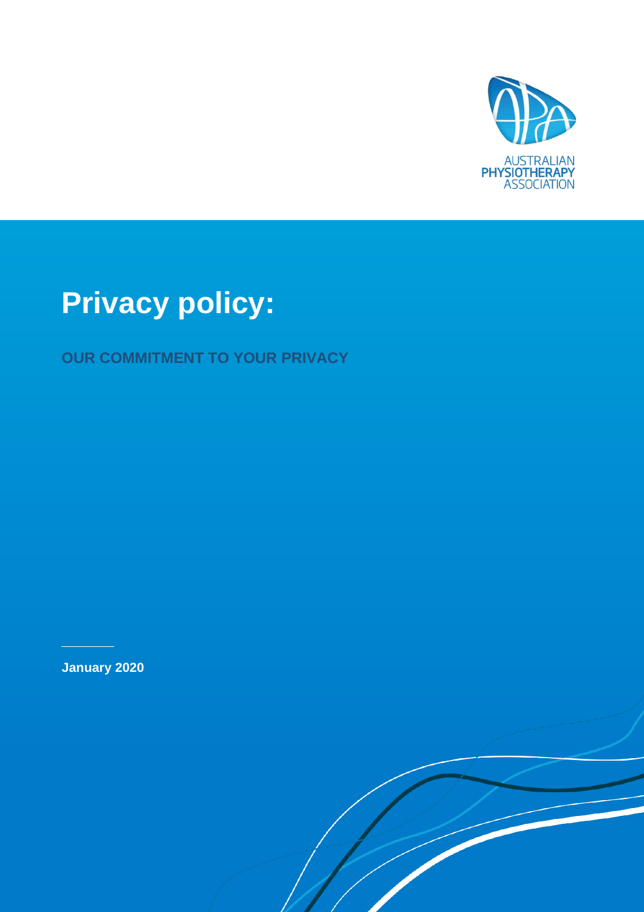AUSTRALIAN PHYSIOTHERAPY ASSOCIATION

# Privacy policy:

**OUR COMMITMENT TO YOUR PRIVACY**

**January 2020**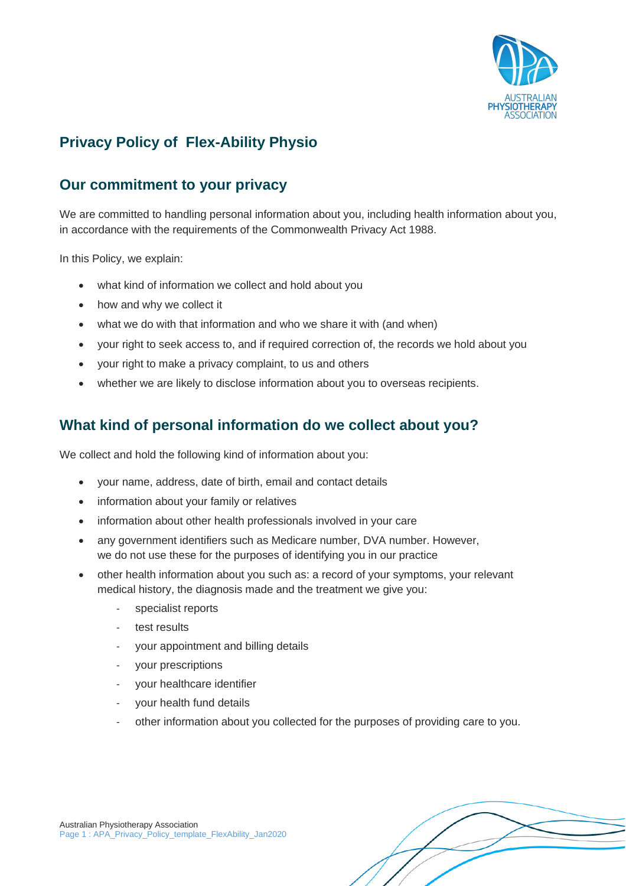## Privacy Policy of Flex-Ability Physio

## Our commitment to your privacy

We are committed to handling personal information about you, including health information about you, in accordance with the requirements of the Commonwealth Privacy Act 1988.

In this Policy, we explain:

- what kind of information we collect and hold about you
- how and why we collect it
- what we do with that information and who we share it with (and when)
- your right to seek access to, and if required correction of, the records we hold about you
- your right to make a privacy complaint, to us and others
- whether we are likely to disclose information about you to overseas recipients.

## What kind of personal information do we collect about you?

We collect and hold the following kind of information about you:

- your name, address, date of birth, email and contact details
- information about your family or relatives
- information about other health professionals involved in your care
- any government identifiers such as Medicare number, DVA number. However, we do not use these for the purposes of identifying you in our practice
- other health information about you such as: a record of your symptoms, your relevant medical history, the diagnosis made and the treatment we give you:
    - specialist reports
    - test results
    - your appointment and billing details
    - your prescriptions
    - your healthcare identifier
    - your health fund details
    - other information about you collected for the purposes of providing care to you.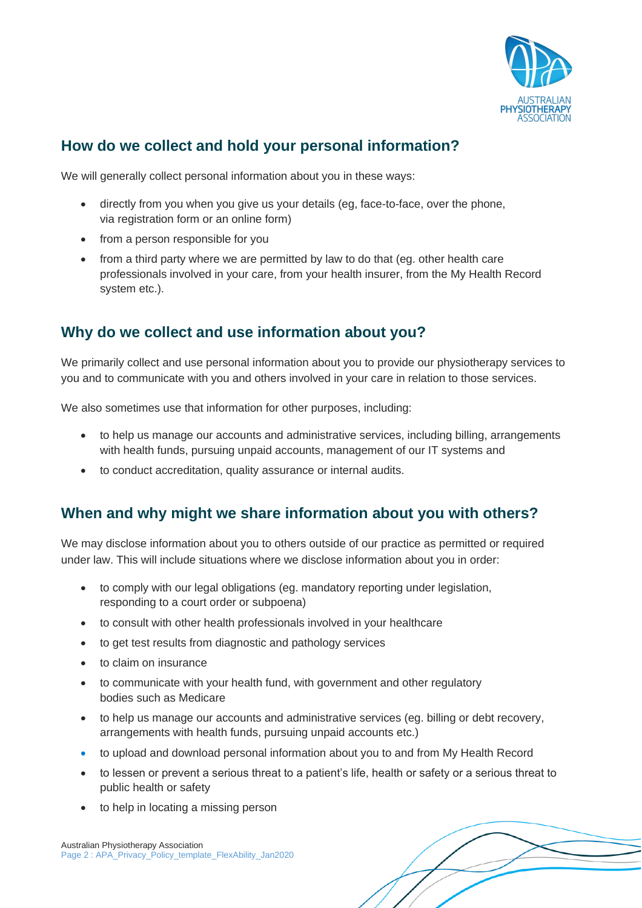## How do we collect and hold your personal information?

We will generally collect personal information about you in these ways:

- directly from you when you give us your details (eg, face-to-face, over the phone, via registration form or an online form)
- from a person responsible for you
- from a third party where we are permitted by law to do that (eg. other health care professionals involved in your care, from your health insurer, from the My Health Record system etc.).

## Why do we collect and use information about you?

We primarily collect and use personal information about you to provide our physiotherapy services to you and to communicate with you and others involved in your care in relation to those services.

We also sometimes use that information for other purposes, including:

- to help us manage our accounts and administrative services, including billing, arrangements with health funds, pursuing unpaid accounts, management of our IT systems and
- to conduct accreditation, quality assurance or internal audits.

## When and why might we share information about you with others?

We may disclose information about you to others outside of our practice as permitted or required under law. This will include situations where we disclose information about you in order:

- to comply with our legal obligations (eg. mandatory reporting under legislation, responding to a court order or subpoena)
- to consult with other health professionals involved in your healthcare
- to get test results from diagnostic and pathology services
- to claim on insurance
- to communicate with your health fund, with government and other regulatory bodies such as Medicare
- to help us manage our accounts and administrative services (eg. billing or debt recovery, arrangements with health funds, pursuing unpaid accounts etc.)
- to upload and download personal information about you to and from My Health Record
- to lessen or prevent a serious threat to a patient's life, health or safety or a serious threat to public health or safety
- to help in locating a missing person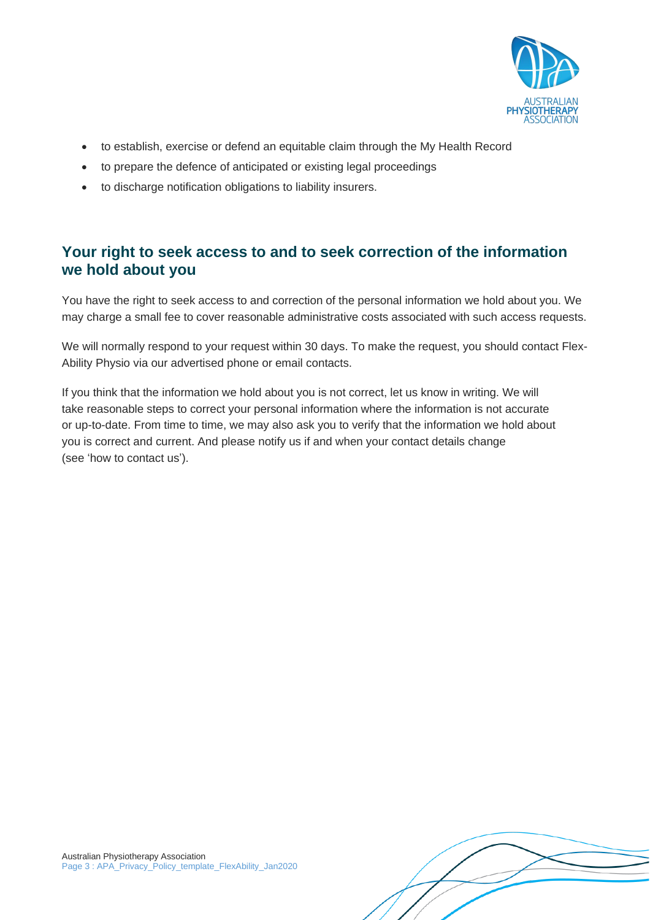- to establish, exercise or defend an equitable claim through the My Health Record
- to prepare the defence of anticipated or existing legal proceedings
- to discharge notification obligations to liability insurers.

## Your right to seek access to and to seek correction of the information we hold about you

You have the right to seek access to and correction of the personal information we hold about you. We may charge a small fee to cover reasonable administrative costs associated with such access requests.

We will normally respond to your request within 30 days. To make the request, you should contact Flex-Ability Physio via our advertised phone or email contacts.

If you think that the information we hold about you is not correct, let us know in writing. We will take reasonable steps to correct your personal information where the information is not accurate or up-to-date. From time to time, we may also ask you to verify that the information we hold about you is correct and current. And please notify us if and when your contact details change (see 'how to contact us').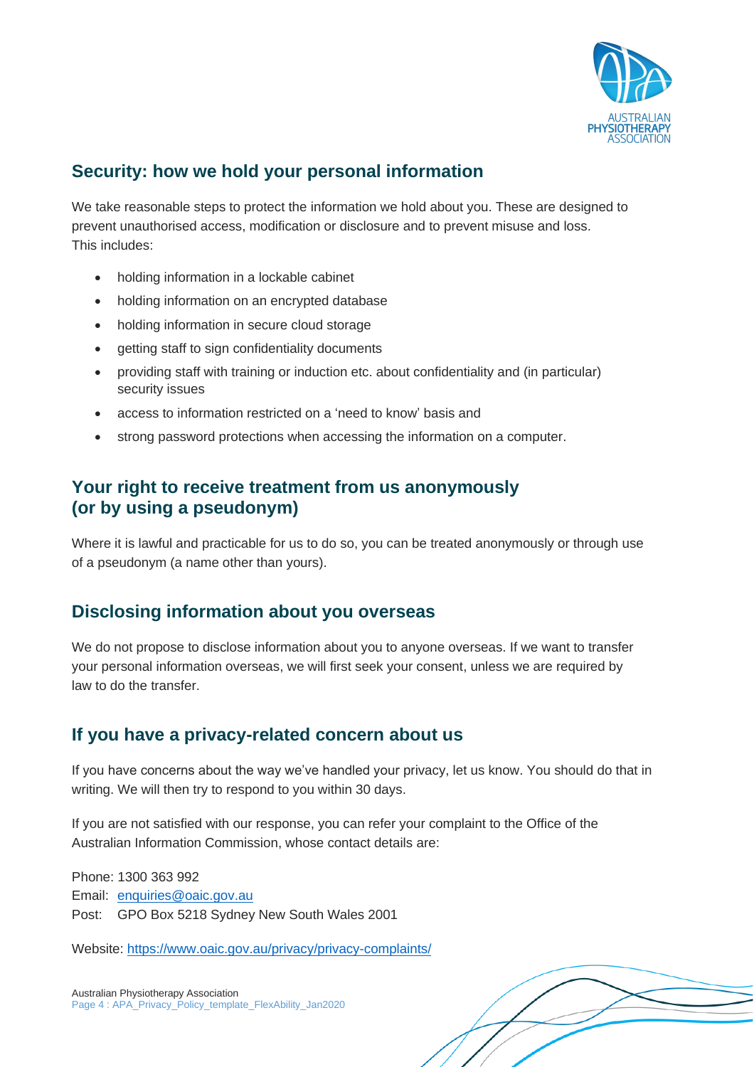## Security: how we hold your personal information

We take reasonable steps to protect the information we hold about you. These are designed to prevent unauthorised access, modification or disclosure and to prevent misuse and loss. This includes:

- holding information in a lockable cabinet
- holding information on an encrypted database
- holding information in secure cloud storage
- getting staff to sign confidentiality documents
- providing staff with training or induction etc. about confidentiality and (in particular) security issues
- access to information restricted on a 'need to know' basis and
- strong password protections when accessing the information on a computer.

## Your right to receive treatment from us anonymously (or by using a pseudonym)

Where it is lawful and practicable for us to do so, you can be treated anonymously or through use of a pseudonym (a name other than yours).

## Disclosing information about you overseas

We do not propose to disclose information about you to anyone overseas. If we want to transfer your personal information overseas, we will first seek your consent, unless we are required by law to do the transfer.

## If you have a privacy-related concern about us

If you have concerns about the way we've handled your privacy, let us know. You should do that in writing. We will then try to respond to you within 30 days.

If you are not satisfied with our response, you can refer your complaint to the Office of the Australian Information Commission, whose contact details are:

Phone: 1300 363 992
Email: enquiries@oaic.gov.au
Post: GPO Box 5218 Sydney New South Wales 2001

Website: https://www.oaic.gov.au/privacy/privacy-complaints/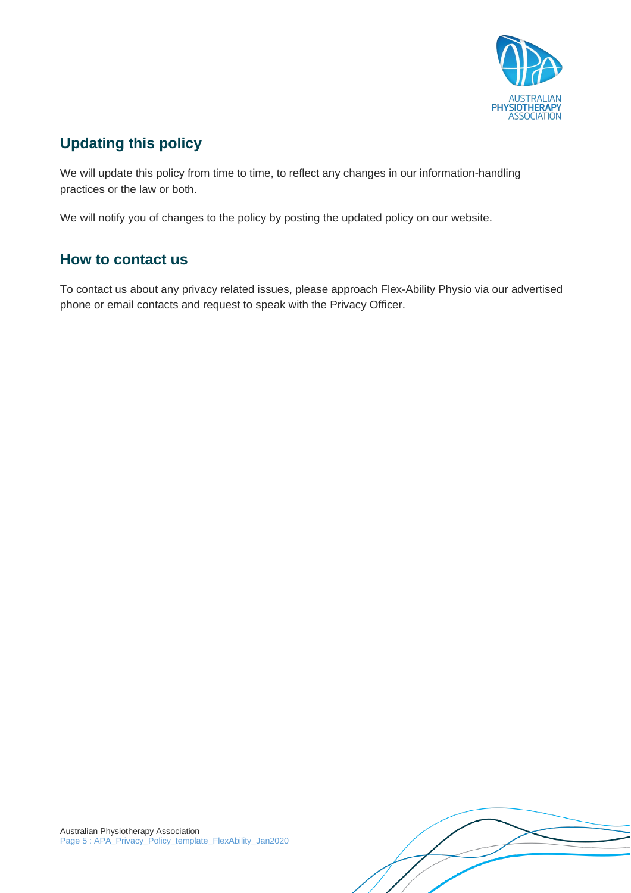## Updating this policy

We will update this policy from time to time, to reflect any changes in our information-handling practices or the law or both.

We will notify you of changes to the policy by posting the updated policy on our website.

## How to contact us

To contact us about any privacy related issues, please approach Flex-Ability Physio via our advertised phone or email contacts and request to speak with the Privacy Officer.